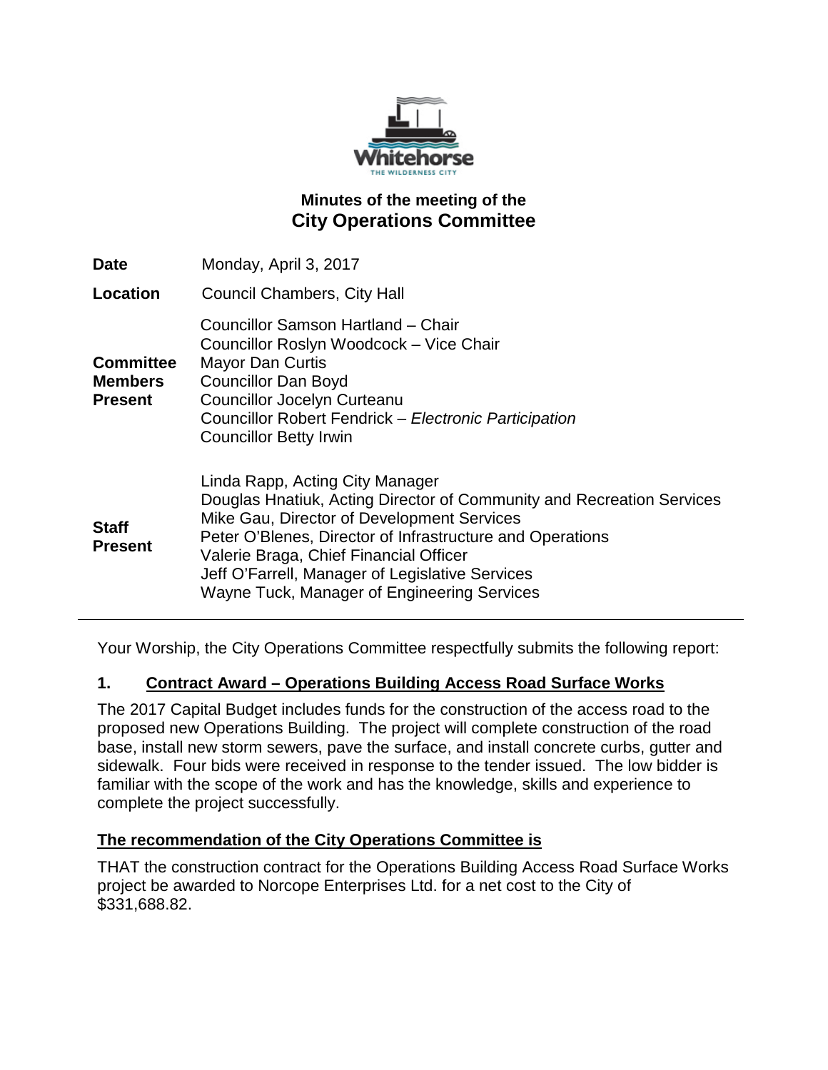Whitehorse

THE WILDERNESS CITY

# Minutes of the meeting of the
# City Operations Committee

| | |
|---|---|
| **Date** | Monday, April 3, 2017 |
| **Location** | Council Chambers, City Hall |
| **Committee Members Present** | Councillor Samson Hartland – Chair<br>Councillor Roslyn Woodcock – Vice Chair<br>Mayor Dan Curtis<br>Councillor Dan Boyd<br>Councillor Jocelyn Curteanu<br>Councillor Robert Fendrick – *Electronic Participation*<br>Councillor Betty Irwin |
| **Staff Present** | Linda Rapp, Acting City Manager<br>Douglas Hnatiuk, Acting Director of Community and Recreation Services<br>Mike Gau, Director of Development Services<br>Peter O'Blenes, Director of Infrastructure and Operations<br>Valerie Braga, Chief Financial Officer<br>Jeff O'Farrell, Manager of Legislative Services<br>Wayne Tuck, Manager of Engineering Services |

Your Worship, the City Operations Committee respectfully submits the following report:

## 1. Contract Award – Operations Building Access Road Surface Works

The 2017 Capital Budget includes funds for the construction of the access road to the proposed new Operations Building. The project will complete construction of the road base, install new storm sewers, pave the surface, and install concrete curbs, gutter and sidewalk. Four bids were received in response to the tender issued. The low bidder is familiar with the scope of the work and has the knowledge, skills and experience to complete the project successfully.

**The recommendation of the City Operations Committee is**

THAT the construction contract for the Operations Building Access Road Surface Works project be awarded to Norcope Enterprises Ltd. for a net cost to the City of $331,688.82.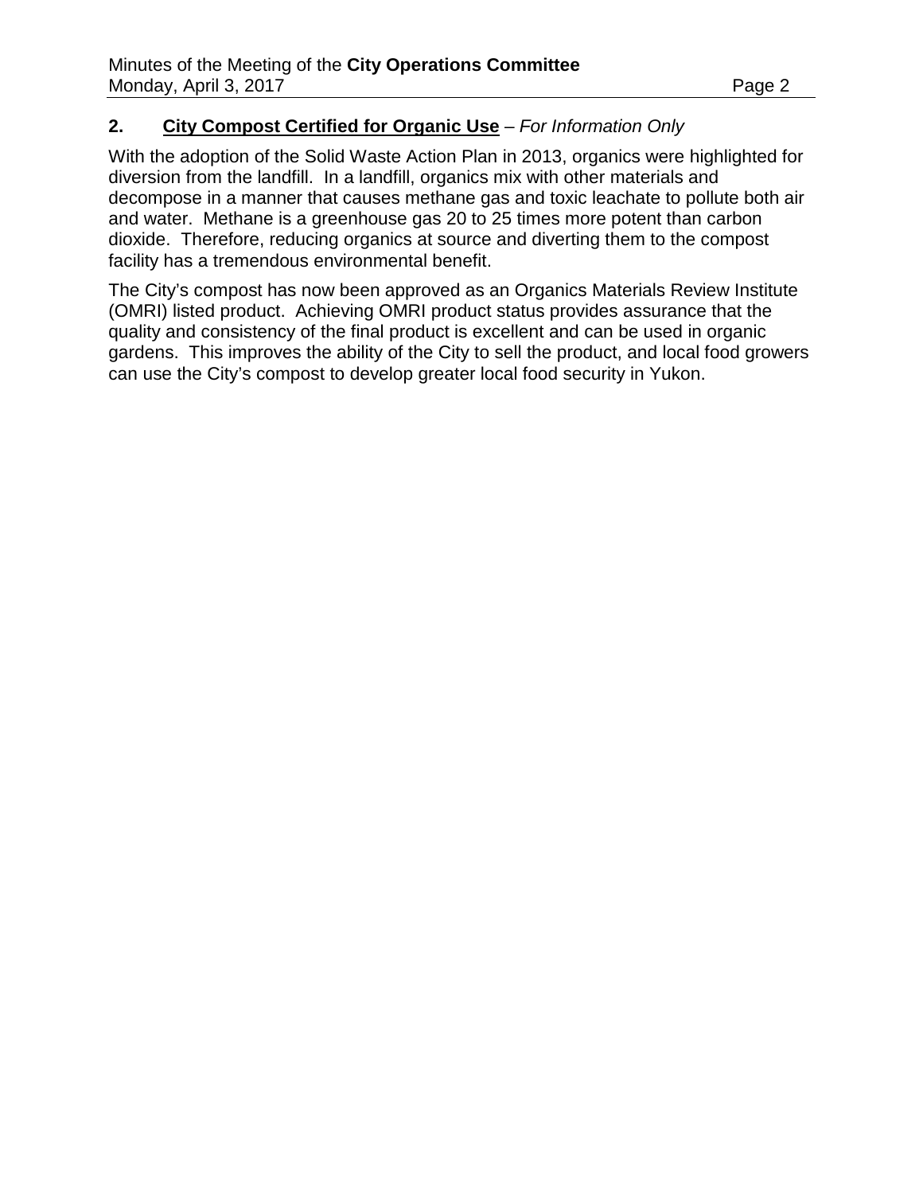## 2. **City Compost Certified for Organic Use** – *For Information Only*

With the adoption of the Solid Waste Action Plan in 2013, organics were highlighted for diversion from the landfill. In a landfill, organics mix with other materials and decompose in a manner that causes methane gas and toxic leachate to pollute both air and water. Methane is a greenhouse gas 20 to 25 times more potent than carbon dioxide. Therefore, reducing organics at source and diverting them to the compost facility has a tremendous environmental benefit.

The City's compost has now been approved as an Organics Materials Review Institute (OMRI) listed product. Achieving OMRI product status provides assurance that the quality and consistency of the final product is excellent and can be used in organic gardens. This improves the ability of the City to sell the product, and local food growers can use the City's compost to develop greater local food security in Yukon.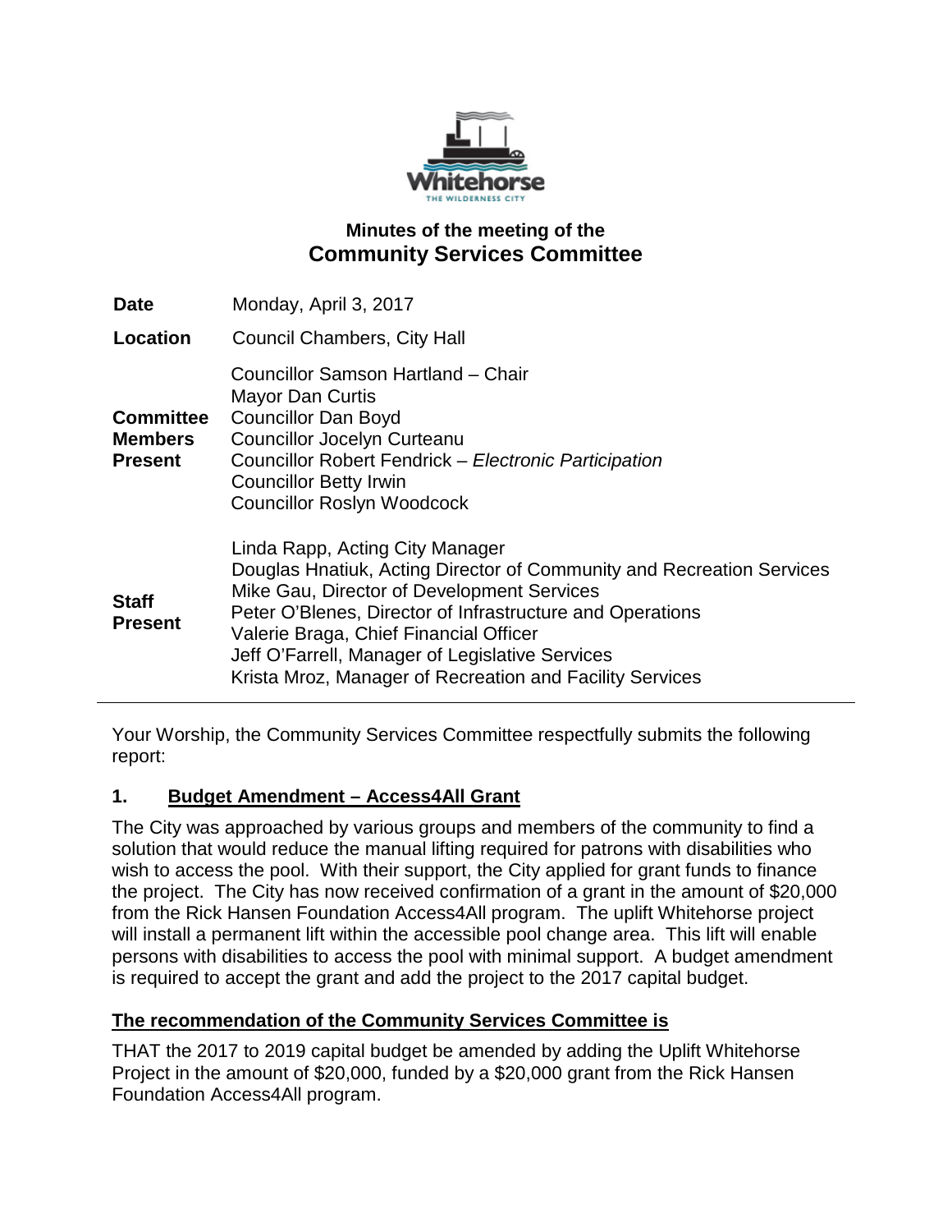## Minutes of the meeting of the
# Community Services Committee

| | |
|---|---|
| **Date** | Monday, April 3, 2017 |
| **Location** | Council Chambers, City Hall |
| **Committee Members Present** | Councillor Samson Hartland – Chair<br>Mayor Dan Curtis<br>Councillor Dan Boyd<br>Councillor Jocelyn Curteanu<br>Councillor Robert Fendrick – *Electronic Participation*<br>Councillor Betty Irwin<br>Councillor Roslyn Woodcock |
| **Staff Present** | Linda Rapp, Acting City Manager<br>Douglas Hnatiuk, Acting Director of Community and Recreation Services<br>Mike Gau, Director of Development Services<br>Peter O'Blenes, Director of Infrastructure and Operations<br>Valerie Braga, Chief Financial Officer<br>Jeff O'Farrell, Manager of Legislative Services<br>Krista Mroz, Manager of Recreation and Facility Services |

---

Your Worship, the Community Services Committee respectfully submits the following report:

## 1. Budget Amendment – Access4All Grant

The City was approached by various groups and members of the community to find a solution that would reduce the manual lifting required for patrons with disabilities who wish to access the pool. With their support, the City applied for grant funds to finance the project. The City has now received confirmation of a grant in the amount of $20,000 from the Rick Hansen Foundation Access4All program. The uplift Whitehorse project will install a permanent lift within the accessible pool change area. This lift will enable persons with disabilities to access the pool with minimal support. A budget amendment is required to accept the grant and add the project to the 2017 capital budget.

**The recommendation of the Community Services Committee is**

THAT the 2017 to 2019 capital budget be amended by adding the Uplift Whitehorse Project in the amount of $20,000, funded by a $20,000 grant from the Rick Hansen Foundation Access4All program.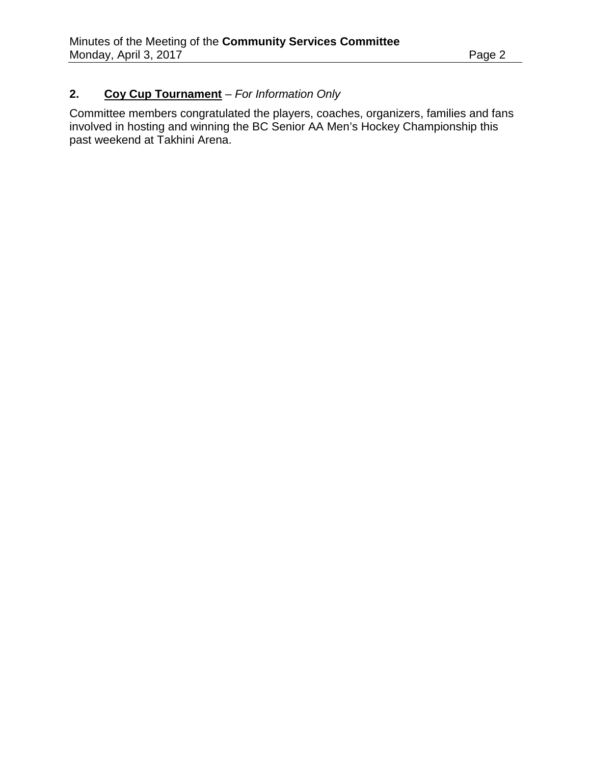## 2. **Coy Cup Tournament** – *For Information Only*

Committee members congratulated the players, coaches, organizers, families and fans involved in hosting and winning the BC Senior AA Men's Hockey Championship this past weekend at Takhini Arena.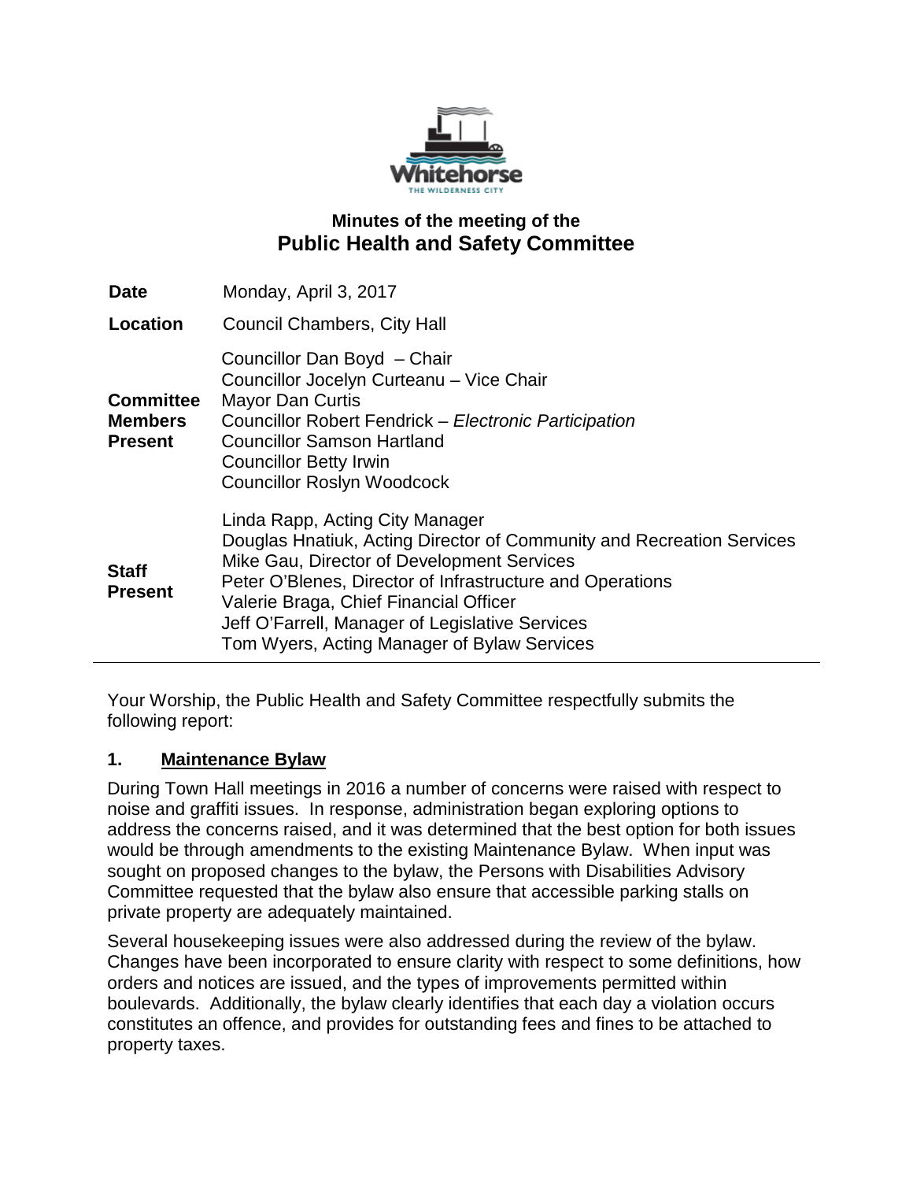# Minutes of the meeting of the
## Public Health and Safety Committee

| | |
|---|---|
| **Date** | Monday, April 3, 2017 |
| **Location** | Council Chambers, City Hall |
| **Committee Members Present** | Councillor Dan Boyd – Chair<br>Councillor Jocelyn Curteanu – Vice Chair<br>Mayor Dan Curtis<br>Councillor Robert Fendrick – *Electronic Participation*<br>Councillor Samson Hartland<br>Councillor Betty Irwin<br>Councillor Roslyn Woodcock |
| **Staff Present** | Linda Rapp, Acting City Manager<br>Douglas Hnatiuk, Acting Director of Community and Recreation Services<br>Mike Gau, Director of Development Services<br>Peter O'Blenes, Director of Infrastructure and Operations<br>Valerie Braga, Chief Financial Officer<br>Jeff O'Farrell, Manager of Legislative Services<br>Tom Wyers, Acting Manager of Bylaw Services |

Your Worship, the Public Health and Safety Committee respectfully submits the following report:

### 1. Maintenance Bylaw

During Town Hall meetings in 2016 a number of concerns were raised with respect to noise and graffiti issues. In response, administration began exploring options to address the concerns raised, and it was determined that the best option for both issues would be through amendments to the existing Maintenance Bylaw. When input was sought on proposed changes to the bylaw, the Persons with Disabilities Advisory Committee requested that the bylaw also ensure that accessible parking stalls on private property are adequately maintained.

Several housekeeping issues were also addressed during the review of the bylaw. Changes have been incorporated to ensure clarity with respect to some definitions, how orders and notices are issued, and the types of improvements permitted within boulevards. Additionally, the bylaw clearly identifies that each day a violation occurs constitutes an offence, and provides for outstanding fees and fines to be attached to property taxes.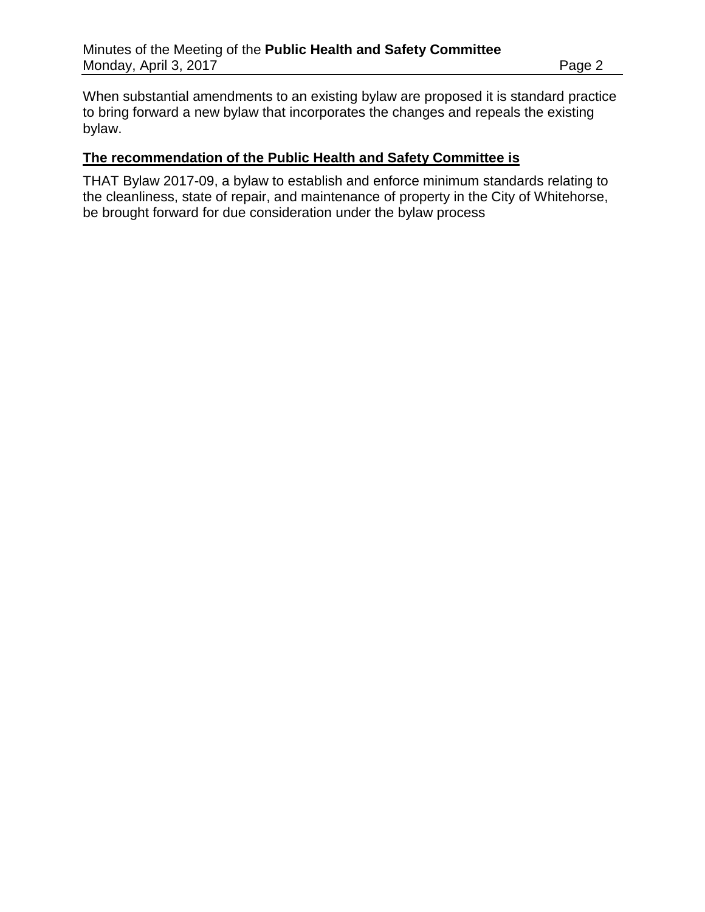When substantial amendments to an existing bylaw are proposed it is standard practice to bring forward a new bylaw that incorporates the changes and repeals the existing bylaw.

**The recommendation of the Public Health and Safety Committee is**

THAT Bylaw 2017-09, a bylaw to establish and enforce minimum standards relating to the cleanliness, state of repair, and maintenance of property in the City of Whitehorse, be brought forward for due consideration under the bylaw process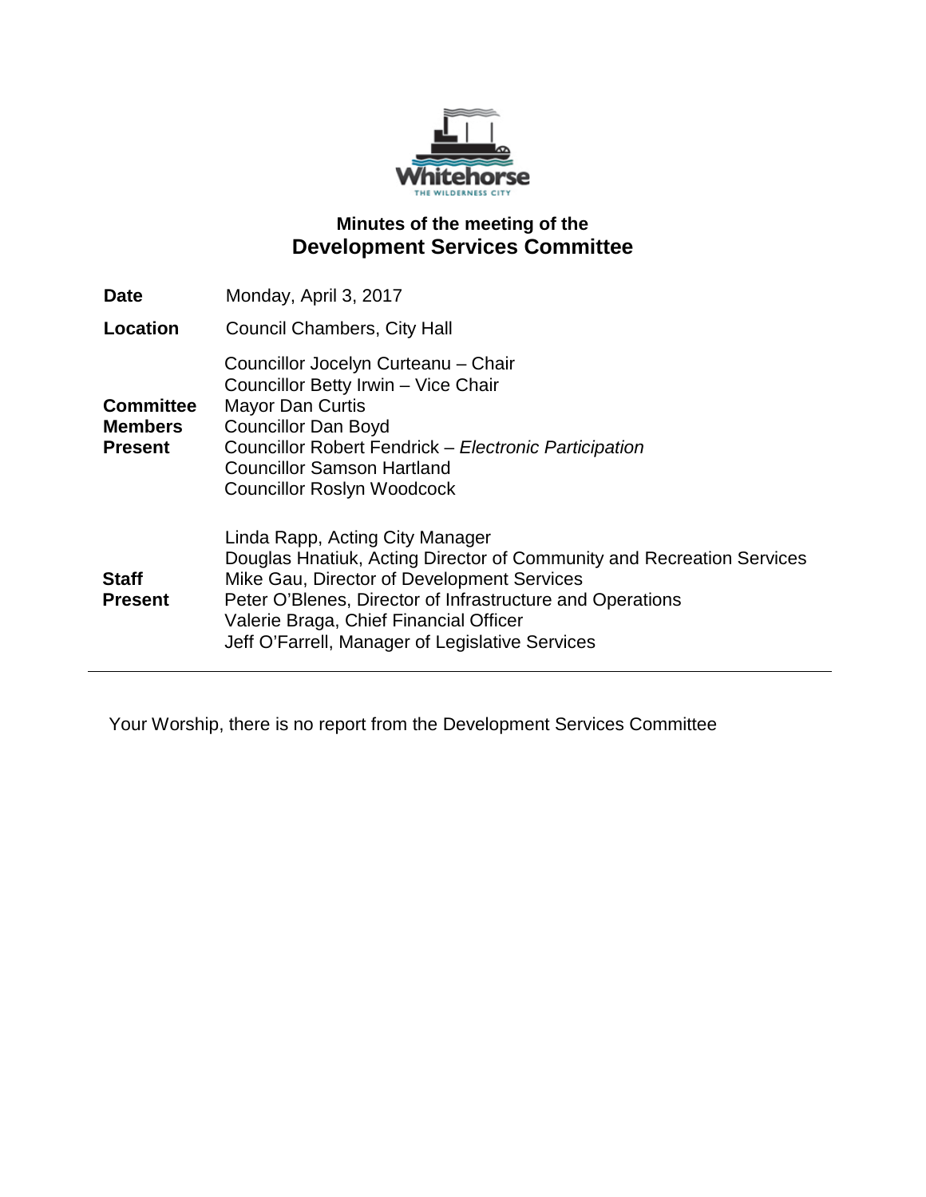## Minutes of the meeting of the
# Development Services Committee

| | |
|---|---|
| **Date** | Monday, April 3, 2017 |
| **Location** | Council Chambers, City Hall |
| **Committee Members Present** | Councillor Jocelyn Curteanu – Chair<br>Councillor Betty Irwin – Vice Chair<br>Mayor Dan Curtis<br>Councillor Dan Boyd<br>Councillor Robert Fendrick – *Electronic Participation*<br>Councillor Samson Hartland<br>Councillor Roslyn Woodcock |
| **Staff Present** | Linda Rapp, Acting City Manager<br>Douglas Hnatiuk, Acting Director of Community and Recreation Services<br>Mike Gau, Director of Development Services<br>Peter O'Blenes, Director of Infrastructure and Operations<br>Valerie Braga, Chief Financial Officer<br>Jeff O'Farrell, Manager of Legislative Services |

---

Your Worship, there is no report from the Development Services Committee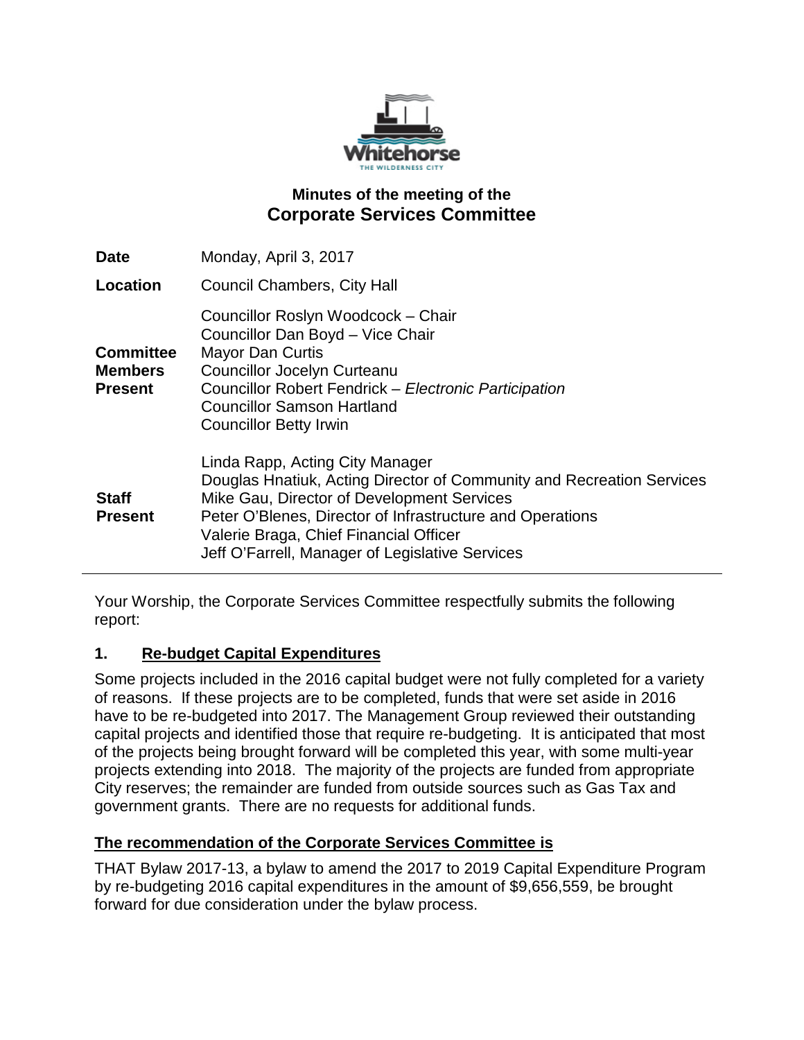# Minutes of the meeting of the
## Corporate Services Committee

| | |
|---|---|
| **Date** | Monday, April 3, 2017 |
| **Location** | Council Chambers, City Hall |
| **Committee Members Present** | Councillor Roslyn Woodcock – Chair<br>Councillor Dan Boyd – Vice Chair<br>Mayor Dan Curtis<br>Councillor Jocelyn Curteanu<br>Councillor Robert Fendrick – *Electronic Participation*<br>Councillor Samson Hartland<br>Councillor Betty Irwin |
| **Staff Present** | Linda Rapp, Acting City Manager<br>Douglas Hnatiuk, Acting Director of Community and Recreation Services<br>Mike Gau, Director of Development Services<br>Peter O'Blenes, Director of Infrastructure and Operations<br>Valerie Braga, Chief Financial Officer<br>Jeff O'Farrell, Manager of Legislative Services |

---

Your Worship, the Corporate Services Committee respectfully submits the following report:

### 1. Re-budget Capital Expenditures

Some projects included in the 2016 capital budget were not fully completed for a variety of reasons. If these projects are to be completed, funds that were set aside in 2016 have to be re-budgeted into 2017. The Management Group reviewed their outstanding capital projects and identified those that require re-budgeting. It is anticipated that most of the projects being brought forward will be completed this year, with some multi-year projects extending into 2018. The majority of the projects are funded from appropriate City reserves; the remainder are funded from outside sources such as Gas Tax and government grants. There are no requests for additional funds.

**The recommendation of the Corporate Services Committee is**

THAT Bylaw 2017-13, a bylaw to amend the 2017 to 2019 Capital Expenditure Program by re-budgeting 2016 capital expenditures in the amount of $9,656,559, be brought forward for due consideration under the bylaw process.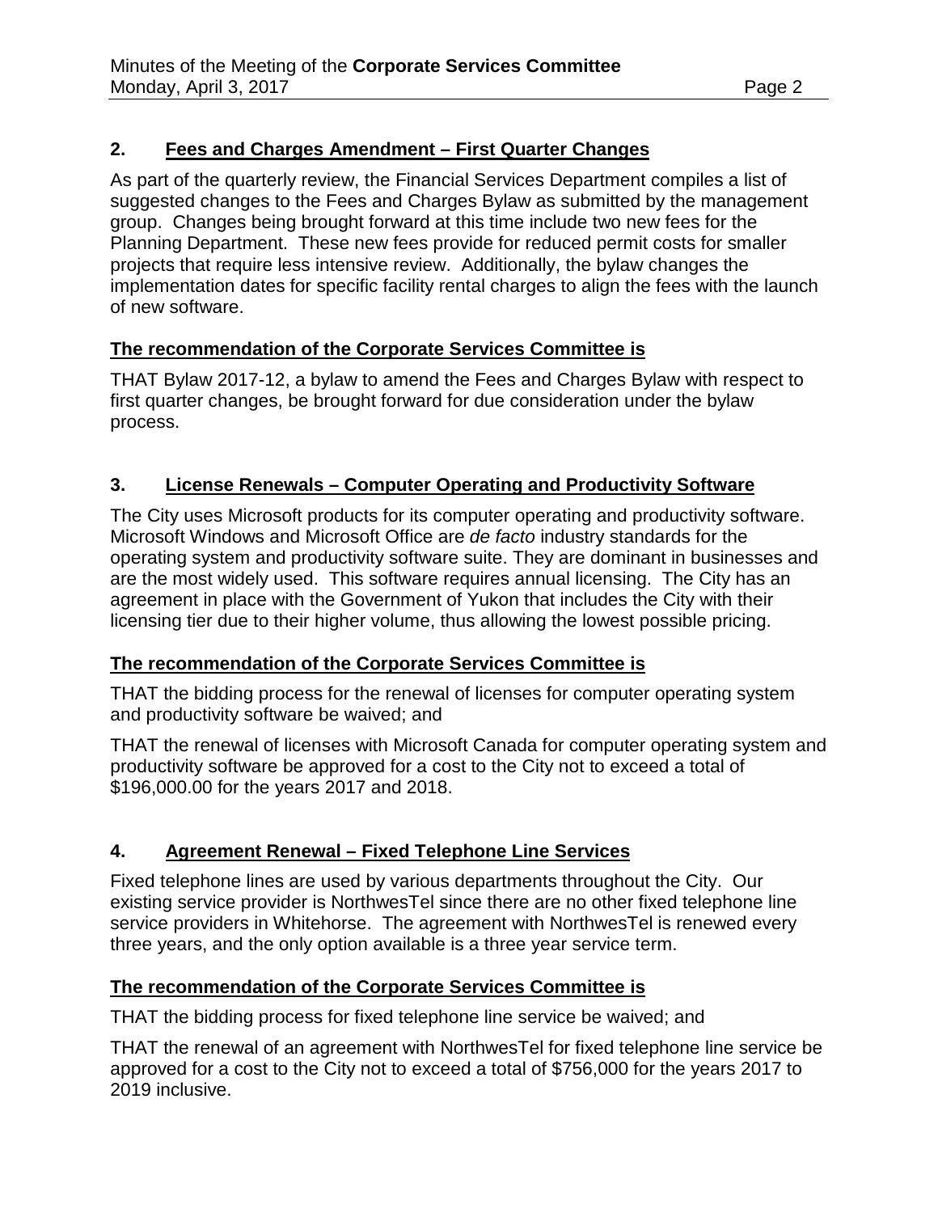## 2. Fees and Charges Amendment – First Quarter Changes

As part of the quarterly review, the Financial Services Department compiles a list of suggested changes to the Fees and Charges Bylaw as submitted by the management group. Changes being brought forward at this time include two new fees for the Planning Department. These new fees provide for reduced permit costs for smaller projects that require less intensive review. Additionally, the bylaw changes the implementation dates for specific facility rental charges to align the fees with the launch of new software.

**The recommendation of the Corporate Services Committee is**

THAT Bylaw 2017-12, a bylaw to amend the Fees and Charges Bylaw with respect to first quarter changes, be brought forward for due consideration under the bylaw process.

## 3. License Renewals – Computer Operating and Productivity Software

The City uses Microsoft products for its computer operating and productivity software. Microsoft Windows and Microsoft Office are *de facto* industry standards for the operating system and productivity software suite. They are dominant in businesses and are the most widely used. This software requires annual licensing. The City has an agreement in place with the Government of Yukon that includes the City with their licensing tier due to their higher volume, thus allowing the lowest possible pricing.

**The recommendation of the Corporate Services Committee is**

THAT the bidding process for the renewal of licenses for computer operating system and productivity software be waived; and

THAT the renewal of licenses with Microsoft Canada for computer operating system and productivity software be approved for a cost to the City not to exceed a total of $196,000.00 for the years 2017 and 2018.

## 4. Agreement Renewal – Fixed Telephone Line Services

Fixed telephone lines are used by various departments throughout the City. Our existing service provider is NorthwesTel since there are no other fixed telephone line service providers in Whitehorse. The agreement with NorthwesTel is renewed every three years, and the only option available is a three year service term.

**The recommendation of the Corporate Services Committee is**

THAT the bidding process for fixed telephone line service be waived; and

THAT the renewal of an agreement with NorthwesTel for fixed telephone line service be approved for a cost to the City not to exceed a total of $756,000 for the years 2017 to 2019 inclusive.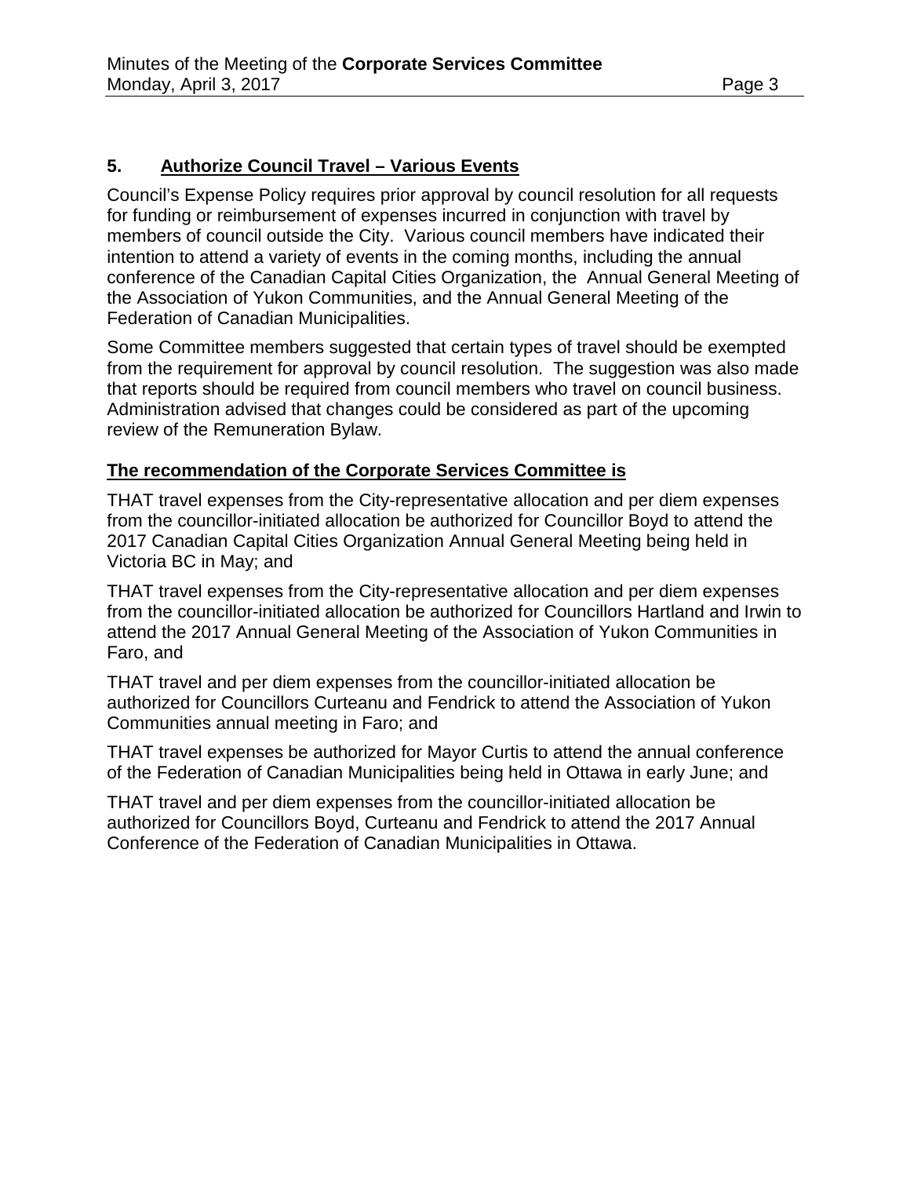## 5. Authorize Council Travel – Various Events

Council's Expense Policy requires prior approval by council resolution for all requests for funding or reimbursement of expenses incurred in conjunction with travel by members of council outside the City. Various council members have indicated their intention to attend a variety of events in the coming months, including the annual conference of the Canadian Capital Cities Organization, the Annual General Meeting of the Association of Yukon Communities, and the Annual General Meeting of the Federation of Canadian Municipalities.

Some Committee members suggested that certain types of travel should be exempted from the requirement for approval by council resolution. The suggestion was also made that reports should be required from council members who travel on council business. Administration advised that changes could be considered as part of the upcoming review of the Remuneration Bylaw.

**The recommendation of the Corporate Services Committee is**

THAT travel expenses from the City-representative allocation and per diem expenses from the councillor-initiated allocation be authorized for Councillor Boyd to attend the 2017 Canadian Capital Cities Organization Annual General Meeting being held in Victoria BC in May; and

THAT travel expenses from the City-representative allocation and per diem expenses from the councillor-initiated allocation be authorized for Councillors Hartland and Irwin to attend the 2017 Annual General Meeting of the Association of Yukon Communities in Faro, and

THAT travel and per diem expenses from the councillor-initiated allocation be authorized for Councillors Curteanu and Fendrick to attend the Association of Yukon Communities annual meeting in Faro; and

THAT travel expenses be authorized for Mayor Curtis to attend the annual conference of the Federation of Canadian Municipalities being held in Ottawa in early June; and

THAT travel and per diem expenses from the councillor-initiated allocation be authorized for Councillors Boyd, Curteanu and Fendrick to attend the 2017 Annual Conference of the Federation of Canadian Municipalities in Ottawa.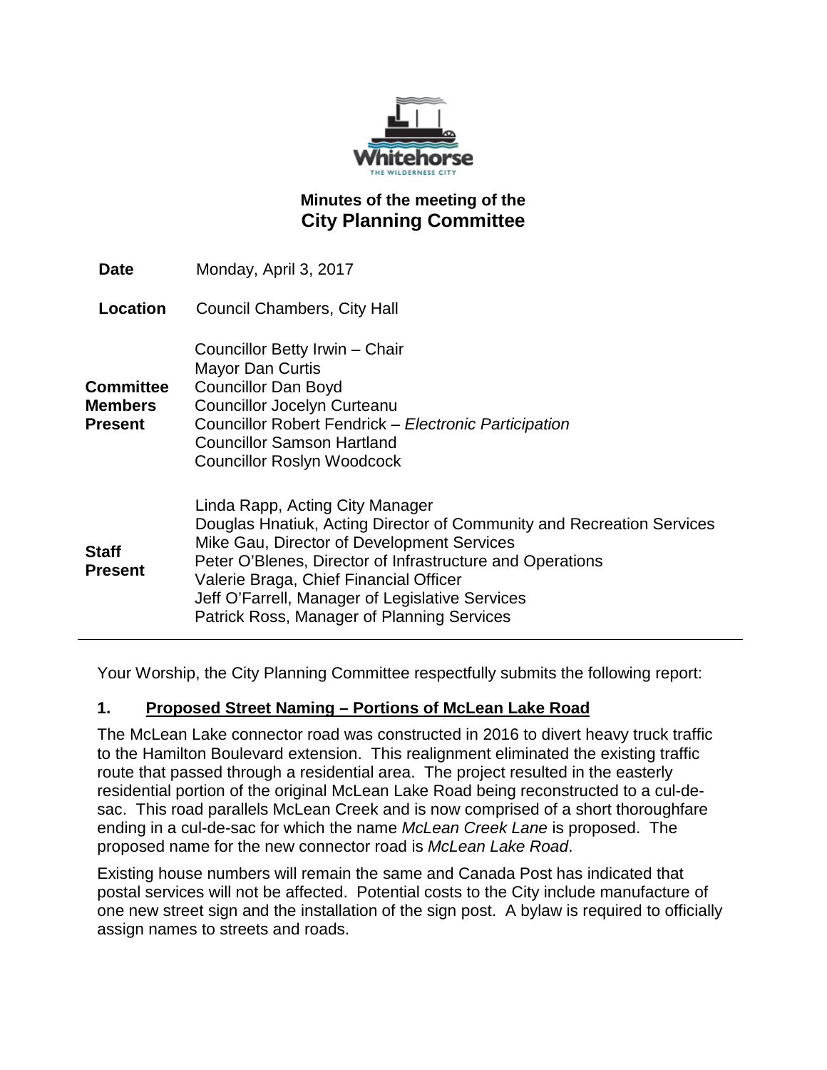## Minutes of the meeting of the
# City Planning Committee

| | |
|---|---|
| **Date** | Monday, April 3, 2017 |
| **Location** | Council Chambers, City Hall |
| **Committee Members Present** | Councillor Betty Irwin – Chair<br>Mayor Dan Curtis<br>Councillor Dan Boyd<br>Councillor Jocelyn Curteanu<br>Councillor Robert Fendrick – *Electronic Participation*<br>Councillor Samson Hartland<br>Councillor Roslyn Woodcock |
| **Staff Present** | Linda Rapp, Acting City Manager<br>Douglas Hnatiuk, Acting Director of Community and Recreation Services<br>Mike Gau, Director of Development Services<br>Peter O'Blenes, Director of Infrastructure and Operations<br>Valerie Braga, Chief Financial Officer<br>Jeff O'Farrell, Manager of Legislative Services<br>Patrick Ross, Manager of Planning Services |

Your Worship, the City Planning Committee respectfully submits the following report:

### 1. Proposed Street Naming – Portions of McLean Lake Road

The McLean Lake connector road was constructed in 2016 to divert heavy truck traffic to the Hamilton Boulevard extension. This realignment eliminated the existing traffic route that passed through a residential area. The project resulted in the easterly residential portion of the original McLean Lake Road being reconstructed to a cul-de-sac. This road parallels McLean Creek and is now comprised of a short thoroughfare ending in a cul-de-sac for which the name *McLean Creek Lane* is proposed. The proposed name for the new connector road is *McLean Lake Road*.

Existing house numbers will remain the same and Canada Post has indicated that postal services will not be affected. Potential costs to the City include manufacture of one new street sign and the installation of the sign post. A bylaw is required to officially assign names to streets and roads.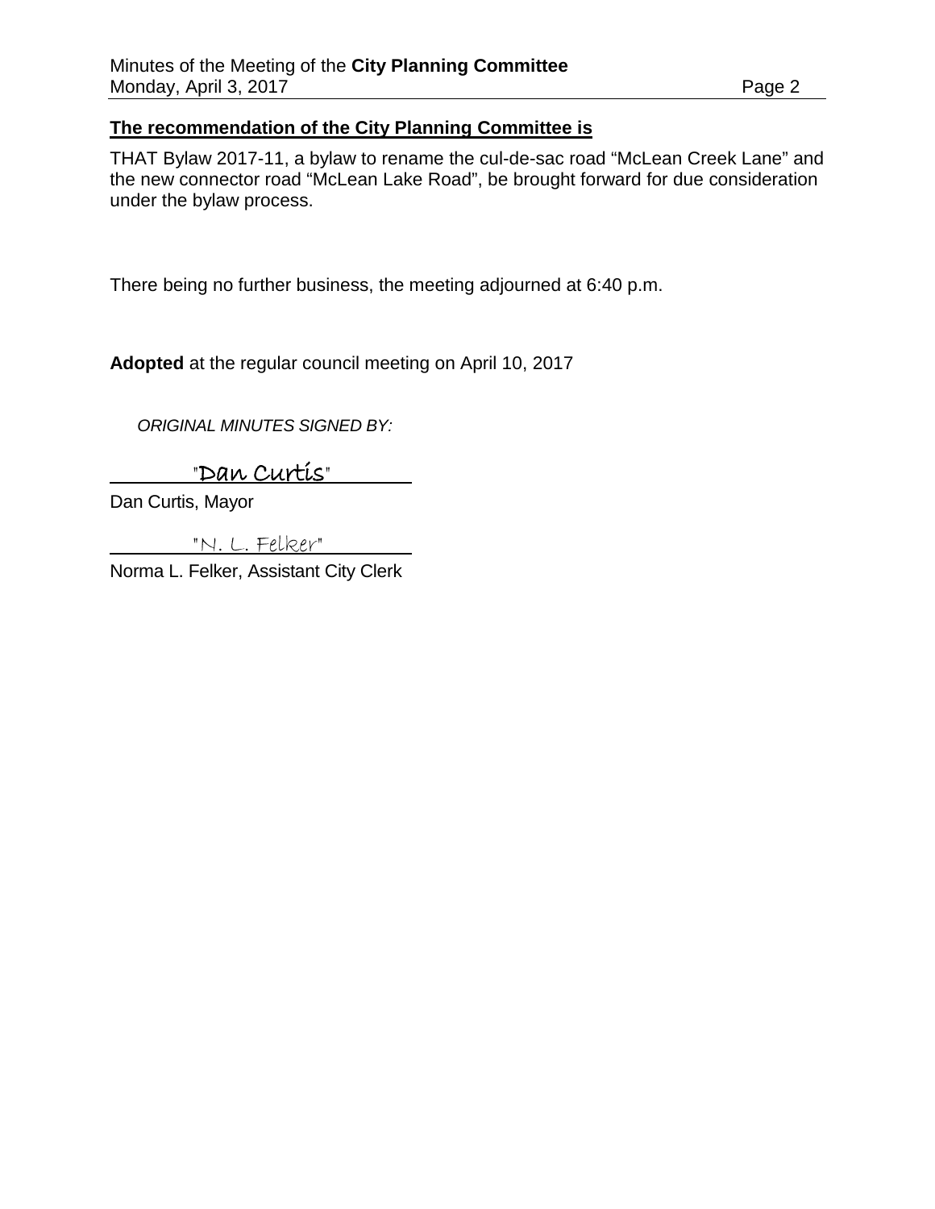**The recommendation of the City Planning Committee is**

THAT Bylaw 2017-11, a bylaw to rename the cul-de-sac road “McLean Creek Lane” and the new connector road “McLean Lake Road”, be brought forward for due consideration under the bylaw process.

There being no further business, the meeting adjourned at 6:40 p.m.

**Adopted** at the regular council meeting on April 10, 2017

*ORIGINAL MINUTES SIGNED BY:*

"Dan Curtis"

Dan Curtis, Mayor

"N. L. Felker"

Norma L. Felker, Assistant City Clerk